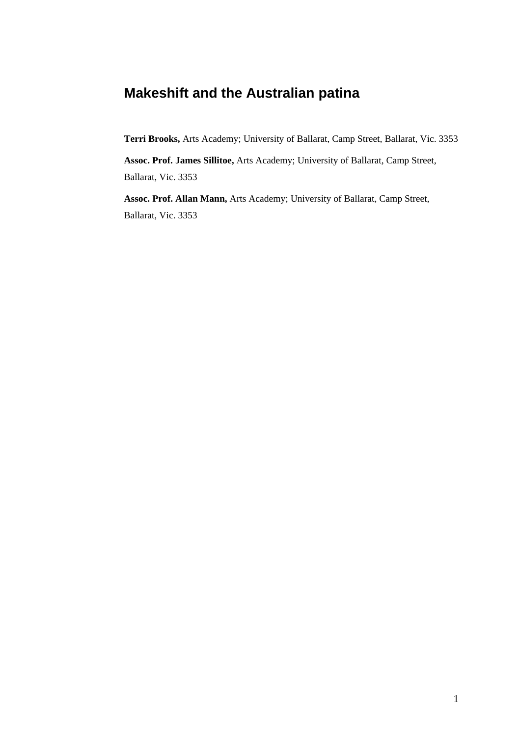# Makeshift and the Australian patina

**Terri Brooks,** Arts Academy; University of Ballarat, Camp Street, Ballarat, Vic. 3353

**Assoc. Prof. James Sillitoe,** Arts Academy; University of Ballarat, Camp Street, Ballarat, Vic. 3353

**Assoc. Prof. Allan Mann,** Arts Academy; University of Ballarat, Camp Street, Ballarat, Vic. 3353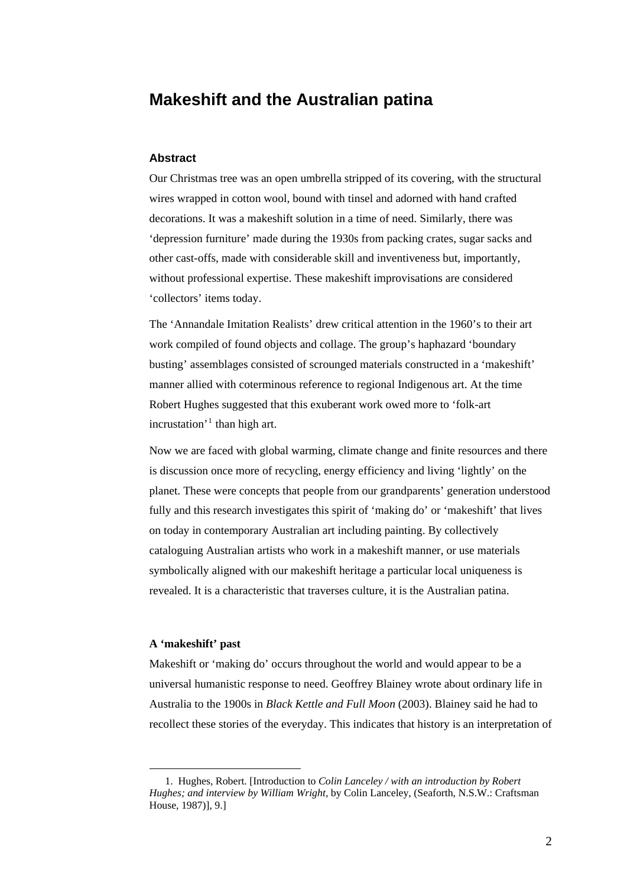## Makeshift and the Australian patina

### Abstract

Our Christmas tree was an open umbrella stripped of its covering, with the structural wires wrapped in cotton wool, bound with tinsel and adorned with hand crafted decorations. It was a makeshift solution in a time of need. Similarly, there was 'depression furniture' made during the 1930s from packing crates, sugar sacks and other cast-offs, made with considerable skill and inventiveness but, importantly, without professional expertise. These makeshift improvisations are considered 'collectors' items today.

The 'Annandale Imitation Realists' drew critical attention in the 1960's to their art work compiled of found objects and collage. The group's haphazard 'boundary busting' assemblages consisted of scrounged materials constructed in a 'makeshift' manner allied with coterminous reference to regional Indigenous art. At the time Robert Hughes suggested that this exuberant work owed more to 'folk-art incrustation'[1] than high art.

Now we are faced with global warming, climate change and finite resources and there is discussion once more of recycling, energy efficiency and living 'lightly' on the planet. These were concepts that people from our grandparents' generation understood fully and this research investigates this spirit of 'making do' or 'makeshift' that lives on today in contemporary Australian art including painting. By collectively cataloguing Australian artists who work in a makeshift manner, or use materials symbolically aligned with our makeshift heritage a particular local uniqueness is revealed. It is a characteristic that traverses culture, it is the Australian patina.

**A 'makeshift' past**

Makeshift or 'making do' occurs throughout the world and would appear to be a universal humanistic response to need. Geoffrey Blainey wrote about ordinary life in Australia to the 1900s in *Black Kettle and Full Moon* (2003). Blainey said he had to recollect these stories of the everyday. This indicates that history is an interpretation of

---

1. Hughes, Robert. [Introduction to *Colin Lanceley / with an introduction by Robert Hughes; and interview by William Wright*, by Colin Lanceley, (Seaforth, N.S.W.: Craftsman House, 1987)], 9.]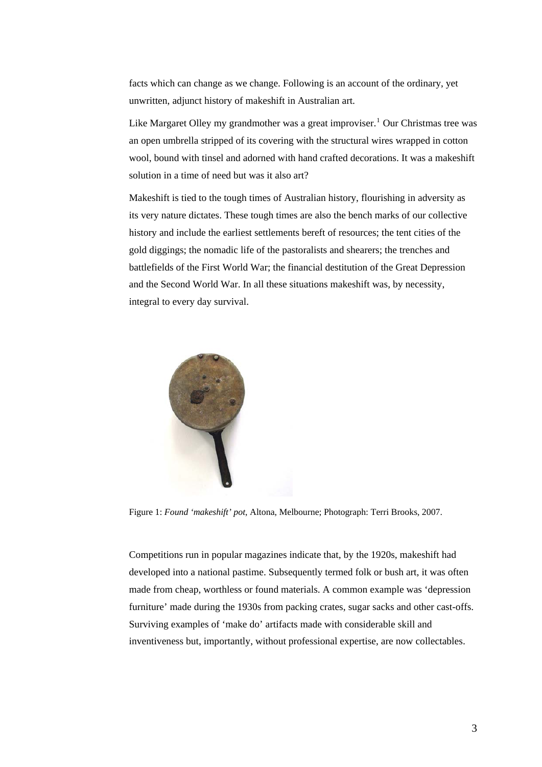facts which can change as we change. Following is an account of the ordinary, yet unwritten, adjunct history of makeshift in Australian art.

Like Margaret Olley my grandmother was a great improviser.[1] Our Christmas tree was an open umbrella stripped of its covering with the structural wires wrapped in cotton wool, bound with tinsel and adorned with hand crafted decorations. It was a makeshift solution in a time of need but was it also art?

Makeshift is tied to the tough times of Australian history, flourishing in adversity as its very nature dictates. These tough times are also the bench marks of our collective history and include the earliest settlements bereft of resources; the tent cities of the gold diggings; the nomadic life of the pastoralists and shearers; the trenches and battlefields of the First World War; the financial destitution of the Great Depression and the Second World War. In all these situations makeshift was, by necessity, integral to every day survival.

Figure 1: *Found 'makeshift' pot*, Altona, Melbourne; Photograph: Terri Brooks, 2007.

Competitions run in popular magazines indicate that, by the 1920s, makeshift had developed into a national pastime. Subsequently termed folk or bush art, it was often made from cheap, worthless or found materials. A common example was 'depression furniture' made during the 1930s from packing crates, sugar sacks and other cast-offs. Surviving examples of 'make do' artifacts made with considerable skill and inventiveness but, importantly, without professional expertise, are now collectables.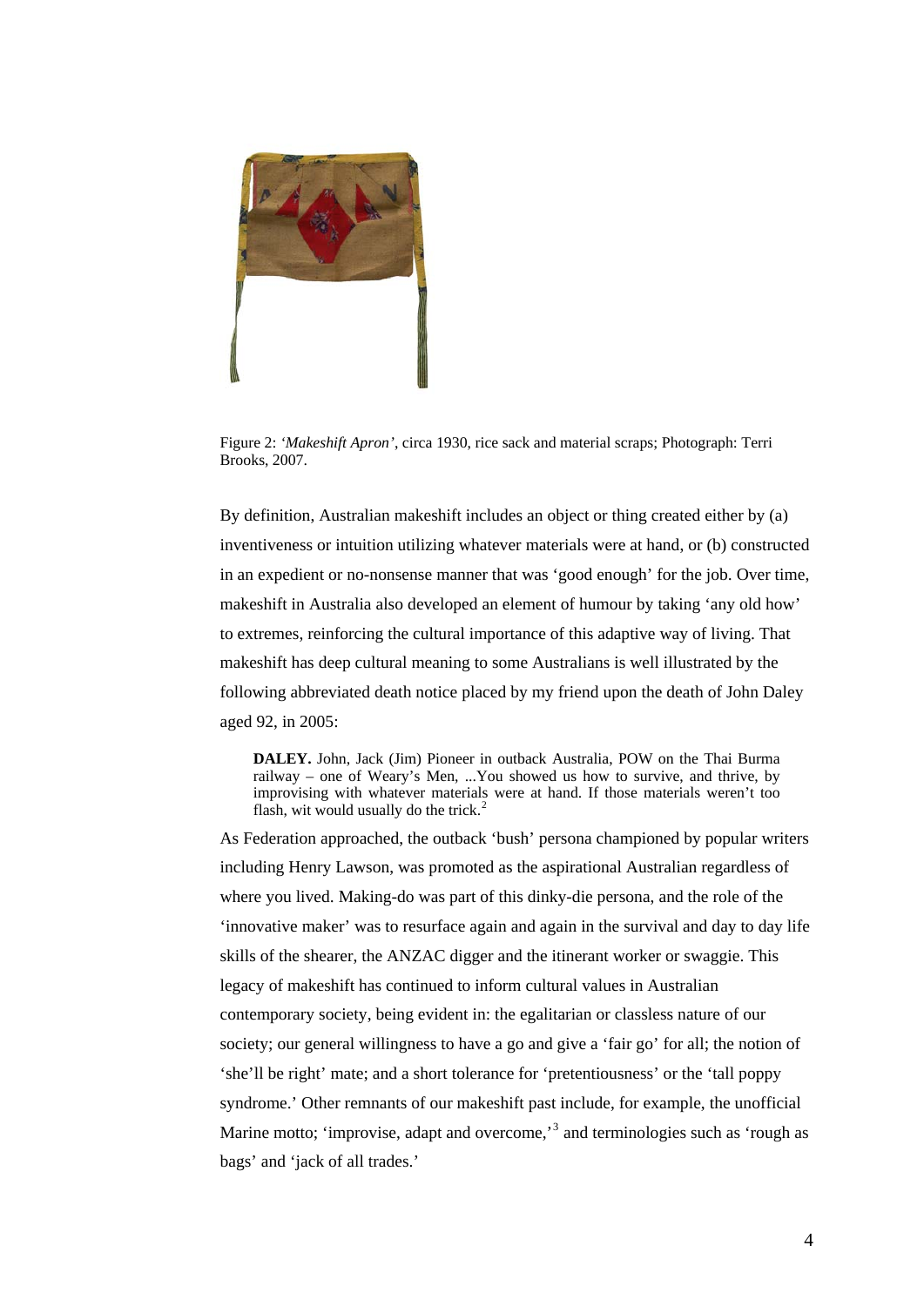Figure 2: *'Makeshift Apron'*, circa 1930, rice sack and material scraps; Photograph: Terri Brooks, 2007.

By definition, Australian makeshift includes an object or thing created either by (a) inventiveness or intuition utilizing whatever materials were at hand, or (b) constructed in an expedient or no-nonsense manner that was 'good enough' for the job. Over time, makeshift in Australia also developed an element of humour by taking 'any old how' to extremes, reinforcing the cultural importance of this adaptive way of living. That makeshift has deep cultural meaning to some Australians is well illustrated by the following abbreviated death notice placed by my friend upon the death of John Daley aged 92, in 2005:

> **DALEY.** John, Jack (Jim) Pioneer in outback Australia, POW on the Thai Burma railway – one of Weary's Men, ...You showed us how to survive, and thrive, by improvising with whatever materials were at hand. If those materials weren't too flash, wit would usually do the trick.[2]

As Federation approached, the outback 'bush' persona championed by popular writers including Henry Lawson, was promoted as the aspirational Australian regardless of where you lived. Making-do was part of this dinky-die persona, and the role of the 'innovative maker' was to resurface again and again in the survival and day to day life skills of the shearer, the ANZAC digger and the itinerant worker or swaggie. This legacy of makeshift has continued to inform cultural values in Australian contemporary society, being evident in: the egalitarian or classless nature of our society; our general willingness to have a go and give a 'fair go' for all; the notion of 'she'll be right' mate; and a short tolerance for 'pretentiousness' or the 'tall poppy syndrome.' Other remnants of our makeshift past include, for example, the unofficial Marine motto; 'improvise, adapt and overcome,'[3] and terminologies such as 'rough as bags' and 'jack of all trades.'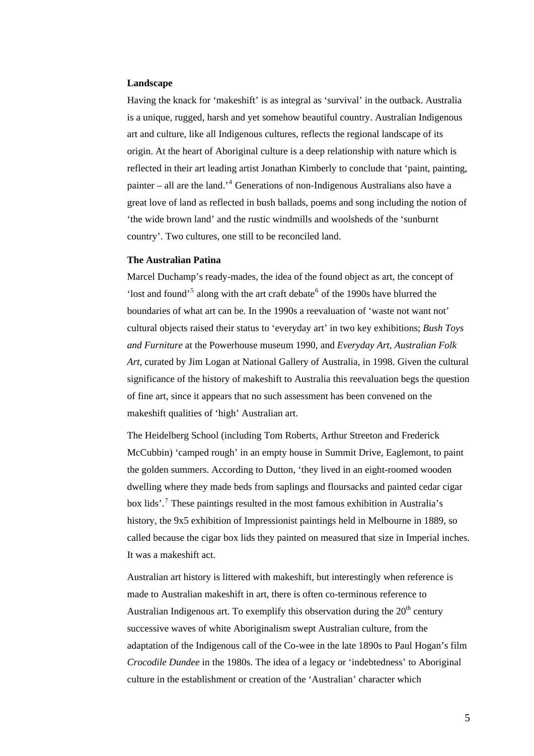**Landscape**

Having the knack for 'makeshift' is as integral as 'survival' in the outback. Australia is a unique, rugged, harsh and yet somehow beautiful country. Australian Indigenous art and culture, like all Indigenous cultures, reflects the regional landscape of its origin. At the heart of Aboriginal culture is a deep relationship with nature which is reflected in their art leading artist Jonathan Kimberly to conclude that 'paint, painting, painter – all are the land.'[4] Generations of non-Indegenous Australians also have a great love of land as reflected in bush ballads, poems and song including the notion of 'the wide brown land' and the rustic windmills and woolsheds of the 'sunburnt country'. Two cultures, one still to be reconciled land.

**The Australian Patina**

Marcel Duchamp's ready-mades, the idea of the found object as art, the concept of 'lost and found'[5] along with the art craft debate[6] of the 1990s have blurred the boundaries of what art can be. In the 1990s a reevaluation of 'waste not want not' cultural objects raised their status to 'everyday art' in two key exhibitions; *Bush Toys and Furniture* at the Powerhouse museum 1990, and *Everyday Art, Australian Folk Art*, curated by Jim Logan at National Gallery of Australia, in 1998. Given the cultural significance of the history of makeshift to Australia this reevaluation begs the question of fine art, since it appears that no such assessment has been convened on the makeshift qualities of 'high' Australian art.

The Heidelberg School (including Tom Roberts, Arthur Streeton and Frederick McCubbin) 'camped rough' in an empty house in Summit Drive, Eaglemont, to paint the golden summers. According to Dutton, 'they lived in an eight-roomed wooden dwelling where they made beds from saplings and floursacks and painted cedar cigar box lids'.[7] These paintings resulted in the most famous exhibition in Australia's history, the 9x5 exhibition of Impressionist paintings held in Melbourne in 1889, so called because the cigar box lids they painted on measured that size in Imperial inches. It was a makeshift act.

Australian art history is littered with makeshift, but interestingly when reference is made to Australian makeshift in art, there is often co-terminous reference to Australian Indigenous art. To exemplify this observation during the 20th century successive waves of white Aboriginalism swept Australian culture, from the adaptation of the Indigenous call of the Co-wee in the late 1890s to Paul Hogan's film *Crocodile Dundee* in the 1980s. The idea of a legacy or 'indebtedness' to Aboriginal culture in the establishment or creation of the 'Australian' character which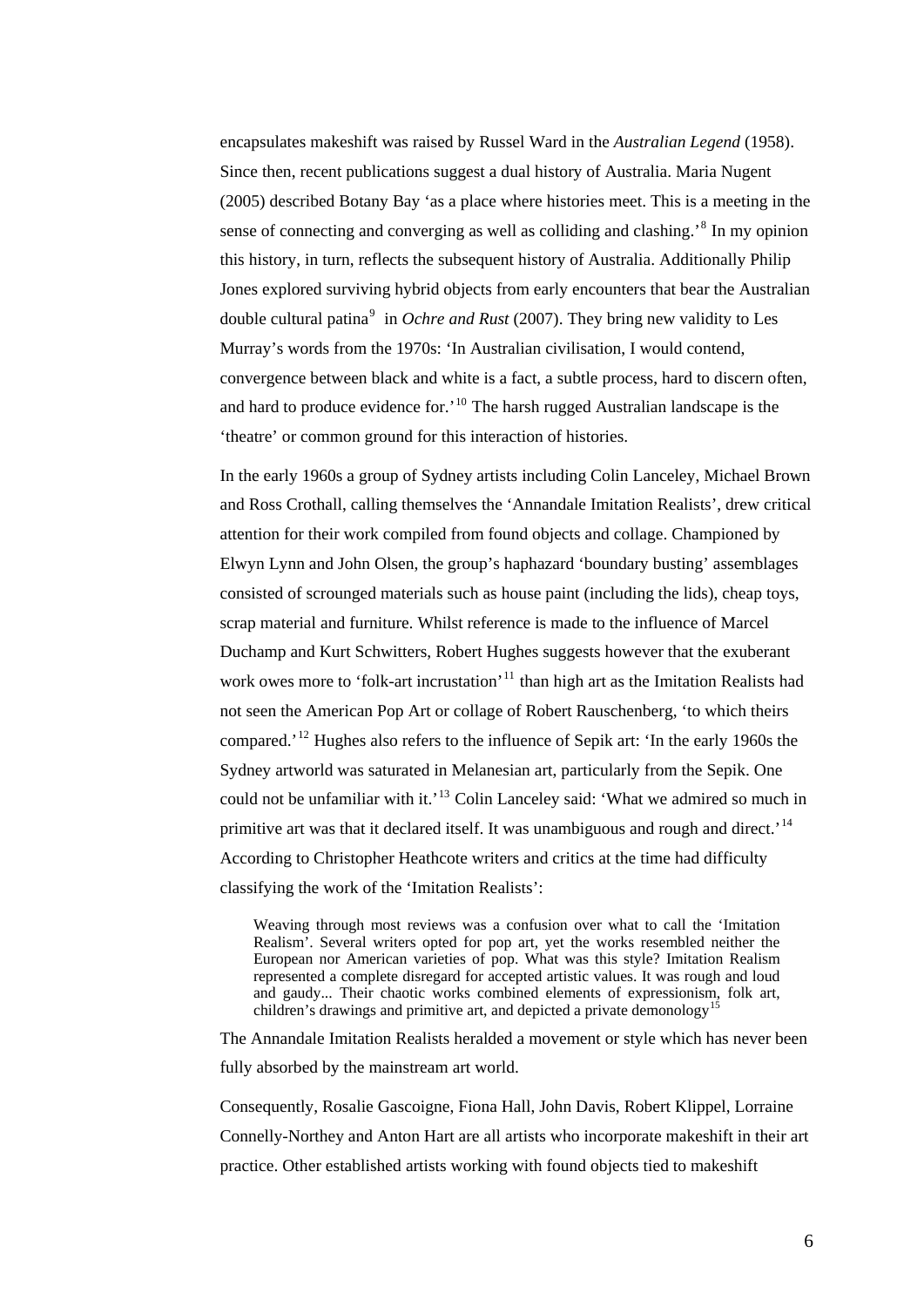encapsulates makeshift was raised by Russel Ward in the *Australian Legend* (1958). Since then, recent publications suggest a dual history of Australia. Maria Nugent (2005) described Botany Bay 'as a place where histories meet. This is a meeting in the sense of connecting and converging as well as colliding and clashing.'[8] In my opinion this history, in turn, reflects the subsequent history of Australia. Additionally Philip Jones explored surviving hybrid objects from early encounters that bear the Australian double cultural patina[9] in *Ochre and Rust* (2007). They bring new validity to Les Murray's words from the 1970s: 'In Australian civilisation, I would contend, convergence between black and white is a fact, a subtle process, hard to discern often, and hard to produce evidence for.'[10] The harsh rugged Australian landscape is the 'theatre' or common ground for this interaction of histories.

In the early 1960s a group of Sydney artists including Colin Lanceley, Michael Brown and Ross Crothall, calling themselves the 'Annandale Imitation Realists', drew critical attention for their work compiled from found objects and collage. Championed by Elwyn Lynn and John Olsen, the group's haphazard 'boundary busting' assemblages consisted of scrounged materials such as house paint (including the lids), cheap toys, scrap material and furniture. Whilst reference is made to the influence of Marcel Duchamp and Kurt Schwitters, Robert Hughes suggests however that the exuberant work owes more to 'folk-art incrustation'[11] than high art as the Imitation Realists had not seen the American Pop Art or collage of Robert Rauschenberg, 'to which theirs compared.'[12] Hughes also refers to the influence of Sepik art: 'In the early 1960s the Sydney artworld was saturated in Melanesian art, particularly from the Sepik. One could not be unfamiliar with it.'[13] Colin Lanceley said: 'What we admired so much in primitive art was that it declared itself. It was unambiguous and rough and direct.'[14] According to Christopher Heathcote writers and critics at the time had difficulty classifying the work of the 'Imitation Realists':

> Weaving through most reviews was a confusion over what to call the 'Imitation Realism'. Several writers opted for pop art, yet the works resembled neither the European nor American varieties of pop. What was this style? Imitation Realism represented a complete disregard for accepted artistic values. It was rough and loud and gaudy... Their chaotic works combined elements of expressionism, folk art, children's drawings and primitive art, and depicted a private demonology[15]

The Annandale Imitation Realists heralded a movement or style which has never been fully absorbed by the mainstream art world.

Consequently, Rosalie Gascoigne, Fiona Hall, John Davis, Robert Klippel, Lorraine Connelly-Northey and Anton Hart are all artists who incorporate makeshift in their art practice. Other established artists working with found objects tied to makeshift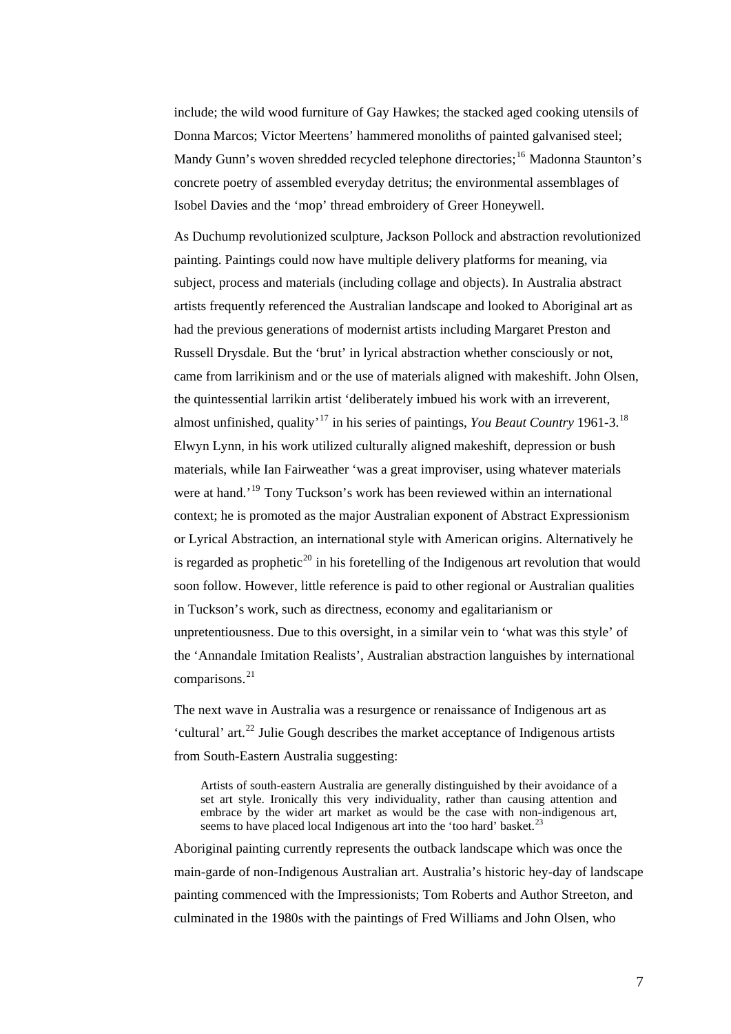include; the wild wood furniture of Gay Hawkes; the stacked aged cooking utensils of Donna Marcos; Victor Meertens' hammered monoliths of painted galvanised steel; Mandy Gunn's woven shredded recycled telephone directories;[16] Madonna Staunton's concrete poetry of assembled everyday detritus; the environmental assemblages of Isobel Davies and the 'mop' thread embroidery of Greer Honeywell.

As Duchump revolutionized sculpture, Jackson Pollock and abstraction revolutionized painting. Paintings could now have multiple delivery platforms for meaning, via subject, process and materials (including collage and objects). In Australia abstract artists frequently referenced the Australian landscape and looked to Aboriginal art as had the previous generations of modernist artists including Margaret Preston and Russell Drysdale. But the 'brut' in lyrical abstraction whether consciously or not, came from larrikinism and or the use of materials aligned with makeshift. John Olsen, the quintessential larrikin artist 'deliberately imbued his work with an irreverent, almost unfinished, quality'[17] in his series of paintings, *You Beaut Country* 1961-3.[18] Elwyn Lynn, in his work utilized culturally aligned makeshift, depression or bush materials, while Ian Fairweather 'was a great improviser, using whatever materials were at hand.'[19] Tony Tuckson's work has been reviewed within an international context; he is promoted as the major Australian exponent of Abstract Expressionism or Lyrical Abstraction, an international style with American origins. Alternatively he is regarded as prophetic[20] in his foretelling of the Indigenous art revolution that would soon follow. However, little reference is paid to other regional or Australian qualities in Tuckson's work, such as directness, economy and egalitarianism or unpretentiousness. Due to this oversight, in a similar vein to 'what was this style' of the 'Annandale Imitation Realists', Australian abstraction languishes by international comparisons.[21]

The next wave in Australia was a resurgence or renaissance of Indigenous art as 'cultural' art.[22] Julie Gough describes the market acceptance of Indigenous artists from South-Eastern Australia suggesting:

> Artists of south-eastern Australia are generally distinguished by their avoidance of a set art style. Ironically this very individuality, rather than causing attention and embrace by the wider art market as would be the case with non-indigenous art, seems to have placed local Indigenous art into the 'too hard' basket.[23]

Aboriginal painting currently represents the outback landscape which was once the main-garde of non-Indigenous Australian art. Australia's historic hey-day of landscape painting commenced with the Impressionists; Tom Roberts and Author Streeton, and culminated in the 1980s with the paintings of Fred Williams and John Olsen, who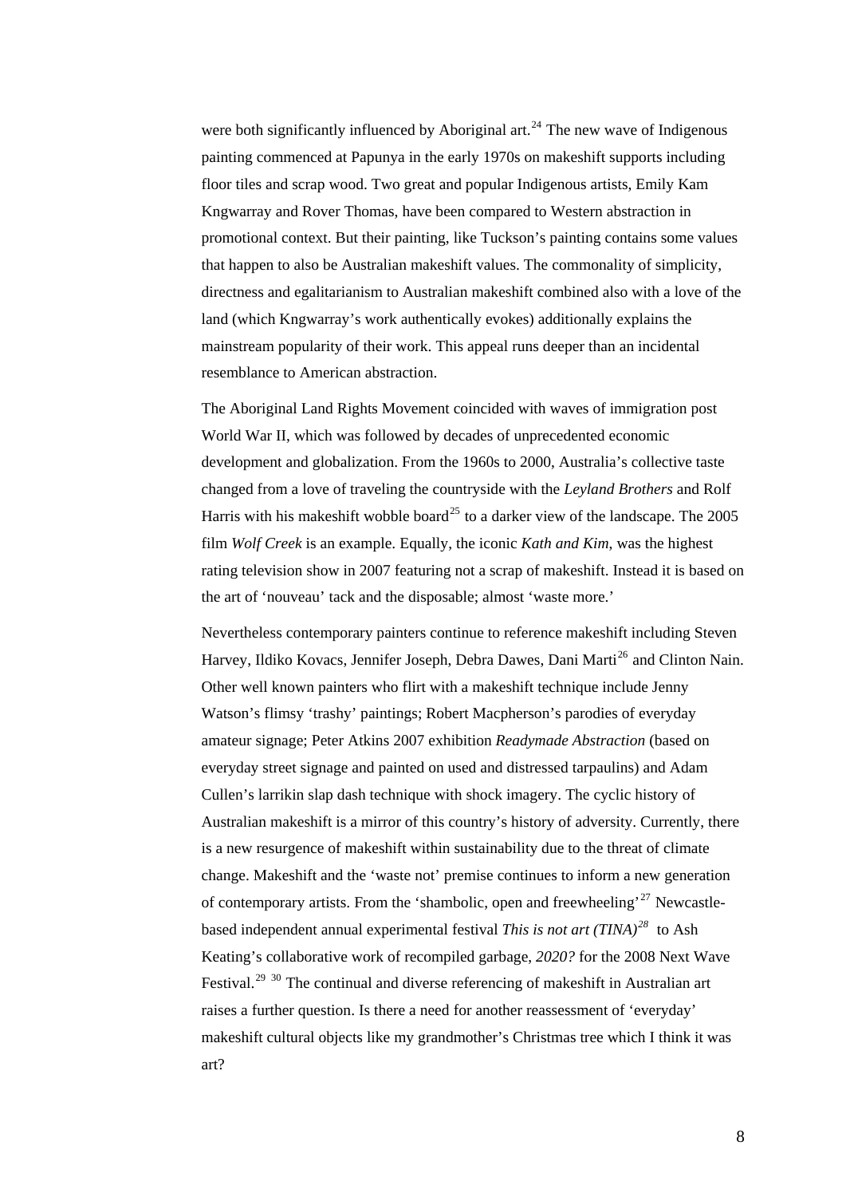were both significantly influenced by Aboriginal art.[24] The new wave of Indigenous painting commenced at Papunya in the early 1970s on makeshift supports including floor tiles and scrap wood. Two great and popular Indigenous artists, Emily Kam Kngwarray and Rover Thomas, have been compared to Western abstraction in promotional context. But their painting, like Tuckson's painting contains some values that happen to also be Australian makeshift values. The commonality of simplicity, directness and egalitarianism to Australian makeshift combined also with a love of the land (which Kngwarray's work authentically evokes) additionally explains the mainstream popularity of their work. This appeal runs deeper than an incidental resemblance to American abstraction.

The Aboriginal Land Rights Movement coincided with waves of immigration post World War II, which was followed by decades of unprecedented economic development and globalization. From the 1960s to 2000, Australia's collective taste changed from a love of traveling the countryside with the *Leyland Brothers* and Rolf Harris with his makeshift wobble board[25] to a darker view of the landscape. The 2005 film *Wolf Creek* is an example. Equally, the iconic *Kath and Kim*, was the highest rating television show in 2007 featuring not a scrap of makeshift. Instead it is based on the art of 'nouveau' tack and the disposable; almost 'waste more.'

Nevertheless contemporary painters continue to reference makeshift including Steven Harvey, Ildiko Kovacs, Jennifer Joseph, Debra Dawes, Dani Marti[26] and Clinton Nain. Other well known painters who flirt with a makeshift technique include Jenny Watson's flimsy 'trashy' paintings; Robert Macpherson's parodies of everyday amateur signage; Peter Atkins 2007 exhibition *Readymade Abstraction* (based on everyday street signage and painted on used and distressed tarpaulins) and Adam Cullen's larrikin slap dash technique with shock imagery. The cyclic history of Australian makeshift is a mirror of this country's history of adversity. Currently, there is a new resurgence of makeshift within sustainability due to the threat of climate change. Makeshift and the 'waste not' premise continues to inform a new generation of contemporary artists. From the 'shambolic, open and freewheeling'[27] Newcastle-based independent annual experimental festival *This is not art (TINA)*[28] to Ash Keating's collaborative work of recompiled garbage, *2020?* for the 2008 Next Wave Festival.[29] [30] The continual and diverse referencing of makeshift in Australian art raises a further question. Is there a need for another reassessment of 'everyday' makeshift cultural objects like my grandmother's Christmas tree which I think it was art?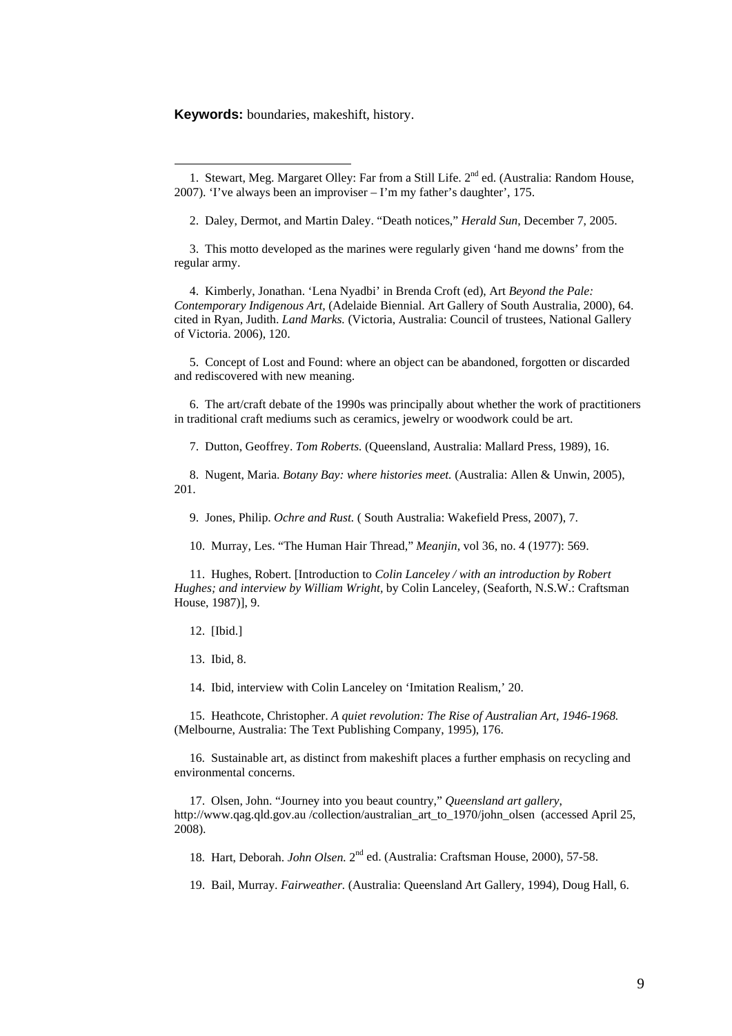**Keywords:** boundaries, makeshift, history.

---

1. Stewart, Meg. Margaret Olley: Far from a Still Life. 2nd ed. (Australia: Random House, 2007). 'I've always been an improviser – I'm my father's daughter', 175.

2. Daley, Dermot, and Martin Daley. "Death notices," *Herald Sun*, December 7, 2005.

3. This motto developed as the marines were regularly given 'hand me downs' from the regular army.

4. Kimberly, Jonathan. 'Lena Nyadbi' in Brenda Croft (ed), Art *Beyond the Pale: Contemporary Indigenous Art,* (Adelaide Biennial. Art Gallery of South Australia, 2000), 64. cited in Ryan, Judith. *Land Marks.* (Victoria, Australia: Council of trustees, National Gallery of Victoria. 2006), 120.

5. Concept of Lost and Found: where an object can be abandoned, forgotten or discarded and rediscovered with new meaning.

6. The art/craft debate of the 1990s was principally about whether the work of practitioners in traditional craft mediums such as ceramics, jewelry or woodwork could be art.

7. Dutton, Geoffrey. *Tom Roberts.* (Queensland, Australia: Mallard Press, 1989), 16.

8. Nugent, Maria. *Botany Bay: where histories meet.* (Australia: Allen & Unwin, 2005), 201.

9. Jones, Philip. *Ochre and Rust.* ( South Australia: Wakefield Press, 2007), 7.

10. Murray, Les. "The Human Hair Thread," *Meanjin*, vol 36, no. 4 (1977): 569.

11. Hughes, Robert. [Introduction to *Colin Lanceley / with an introduction by Robert Hughes; and interview by William Wright,* by Colin Lanceley, (Seaforth, N.S.W.: Craftsman House, 1987)], 9.

12. [Ibid.]

13. Ibid, 8.

14. Ibid, interview with Colin Lanceley on 'Imitation Realism,' 20.

15. Heathcote, Christopher. *A quiet revolution: The Rise of Australian Art, 1946-1968.* (Melbourne, Australia: The Text Publishing Company, 1995), 176.

16. Sustainable art, as distinct from makeshift places a further emphasis on recycling and environmental concerns.

17. Olsen, John. "Journey into you beaut country," *Queensland art gallery*, http://www.qag.qld.gov.au /collection/australian_art_to_1970/john_olsen (accessed April 25, 2008).

18. Hart, Deborah. *John Olsen.* 2nd ed. (Australia: Craftsman House, 2000), 57-58.

19. Bail, Murray. *Fairweather.* (Australia: Queensland Art Gallery, 1994), Doug Hall, 6.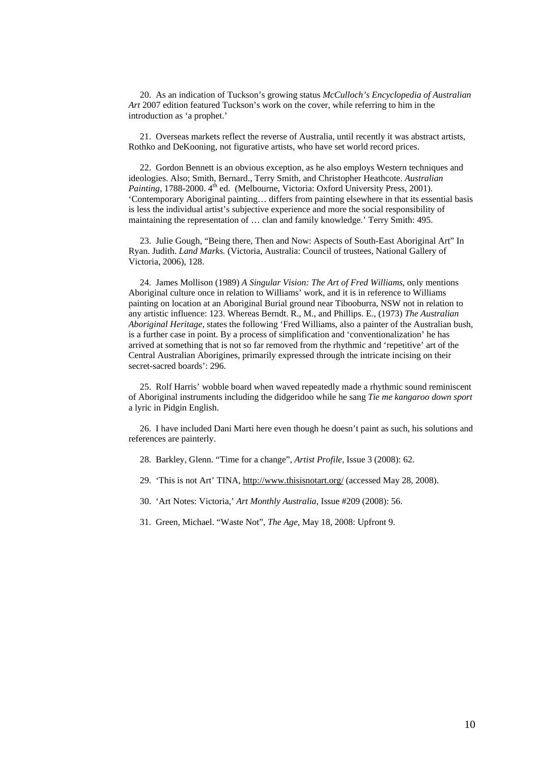20. As an indication of Tuckson's growing status *McCulloch's Encyclopedia of Australian Art* 2007 edition featured Tuckson's work on the cover, while referring to him in the introduction as 'a prophet.'

21. Overseas markets reflect the reverse of Australia, until recently it was abstract artists, Rothko and DeKooning, not figurative artists, who have set world record prices.

22. Gordon Bennett is an obvious exception, as he also employs Western techniques and ideologies. Also; Smith, Bernard., Terry Smith, and Christopher Heathcote. *Australian Painting,* 1788-2000. 4th ed. (Melbourne, Victoria: Oxford University Press, 2001). 'Contemporary Aboriginal painting… differs from painting elsewhere in that its essential basis is less the individual artist's subjective experience and more the social responsibility of maintaining the representation of … clan and family knowledge.' Terry Smith: 495.

23. Julie Gough, "Being there, Then and Now: Aspects of South-East Aboriginal Art" In Ryan. Judith. *Land Marks.* (Victoria, Australia: Council of trustees, National Gallery of Victoria, 2006), 128.

24. James Mollison (1989) *A Singular Vision: The Art of Fred Williams*, only mentions Aboriginal culture once in relation to Williams' work, and it is in reference to Williams painting on location at an Aboriginal Burial ground near Tibooburra, NSW not in relation to any artistic influence: 123. Whereas Berndt. R., M., and Phillips. E., (1973) *The Australian Aboriginal Heritage,* states the following 'Fred Williams, also a painter of the Australian bush, is a further case in point. By a process of simplification and 'conventionalization' he has arrived at something that is not so far removed from the rhythmic and 'repetitive' art of the Central Australian Aborigines, primarily expressed through the intricate incising on their secret-sacred boards': 296.

25. Rolf Harris' wobble board when waved repeatedly made a rhythmic sound reminiscent of Aboriginal instruments including the didgeridoo while he sang *Tie me kangaroo down sport* a lyric in Pidgin English.

26. I have included Dani Marti here even though he doesn't paint as such, his solutions and references are painterly.

28. Barkley, Glenn. "Time for a change", *Artist Profile,* Issue 3 (2008): 62.

29. 'This is not Art' TINA, http://www.thisisnotart.org/ (accessed May 28, 2008).

30. 'Art Notes: Victoria,' *Art Monthly Australia,* Issue #209 (2008): 56.

31. Green, Michael. "Waste Not", *The Age*, May 18, 2008: Upfront 9.